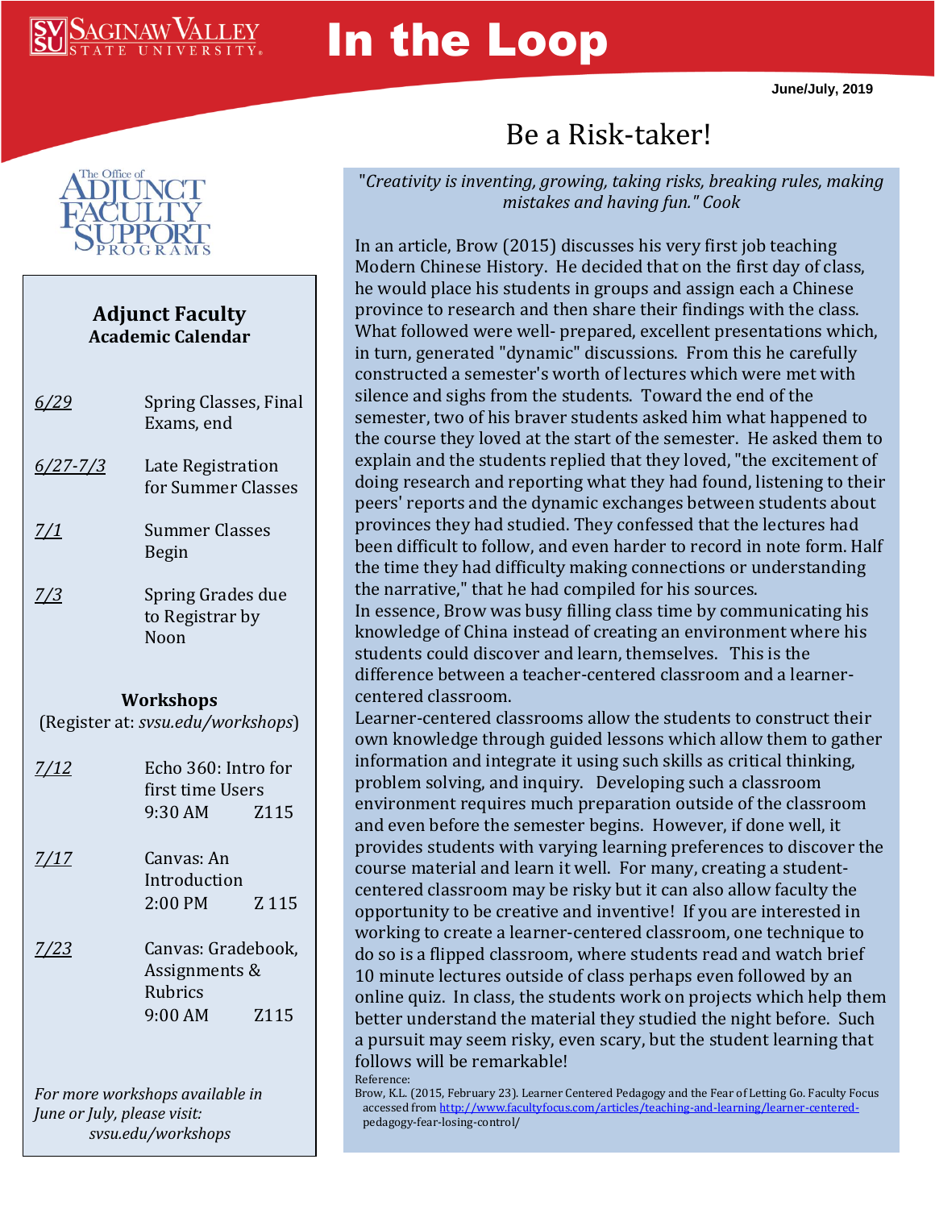# In the Loop

June/July, 2019

The Office of Adjunct Faculty Support Programs

## Adjunct Faculty Academic Calendar

| | |
|---|---|
| 6/29 | Spring Classes, Final Exams, end |
| 6/27-7/3 | Late Registration for Summer Classes |
| 7/1 | Summer Classes Begin |
| 7/3 | Spring Grades due to Registrar by Noon |

### Workshops

(Register at: *svsu.edu/workshops*)

| | | |
|---|---|---|
| 7/12 | Echo 360: Intro for first time Users 9:30 AM | Z115 |
| 7/17 | Canvas: An Introduction 2:00 PM | Z 115 |
| 7/23 | Canvas: Gradebook, Assignments & Rubrics 9:00 AM | Z115 |

*For more workshops available in June or July, please visit: svsu.edu/workshops*

## Be a Risk-taker!

"*Creativity is inventing, growing, taking risks, breaking rules, making mistakes and having fun." Cook*

In an article, Brow (2015) discusses his very first job teaching Modern Chinese History. He decided that on the first day of class, he would place his students in groups and assign each a Chinese province to research and then share their findings with the class. What followed were well- prepared, excellent presentations which, in turn, generated "dynamic" discussions. From this he carefully constructed a semester's worth of lectures which were met with silence and sighs from the students. Toward the end of the semester, two of his braver students asked him what happened to the course they loved at the start of the semester. He asked them to explain and the students replied that they loved, "the excitement of doing research and reporting what they had found, listening to their peers' reports and the dynamic exchanges between students about provinces they had studied. They confessed that the lectures had been difficult to follow, and even harder to record in note form. Half the time they had difficulty making connections or understanding the narrative," that he had compiled for his sources.

In essence, Brow was busy filling class time by communicating his knowledge of China instead of creating an environment where his students could discover and learn, themselves. This is the difference between a teacher-centered classroom and a learner-centered classroom.

Learner-centered classrooms allow the students to construct their own knowledge through guided lessons which allow them to gather information and integrate it using such skills as critical thinking, problem solving, and inquiry. Developing such a classroom environment requires much preparation outside of the classroom and even before the semester begins. However, if done well, it provides students with varying learning preferences to discover the course material and learn it well. For many, creating a student-centered classroom may be risky but it can also allow faculty the opportunity to be creative and inventive! If you are interested in working to create a learner-centered classroom, one technique to do so is a flipped classroom, where students read and watch brief 10 minute lectures outside of class perhaps even followed by an online quiz. In class, the students work on projects which help them better understand the material they studied the night before. Such a pursuit may seem risky, even scary, but the student learning that follows will be remarkable!

Reference:

Brow, K.L. (2015, February 23). Learner Centered Pedagogy and the Fear of Letting Go. Faculty Focus accessed from http://www.facultyfocus.com/articles/teaching-and-learning/learner-centered-pedagogy-fear-losing-control/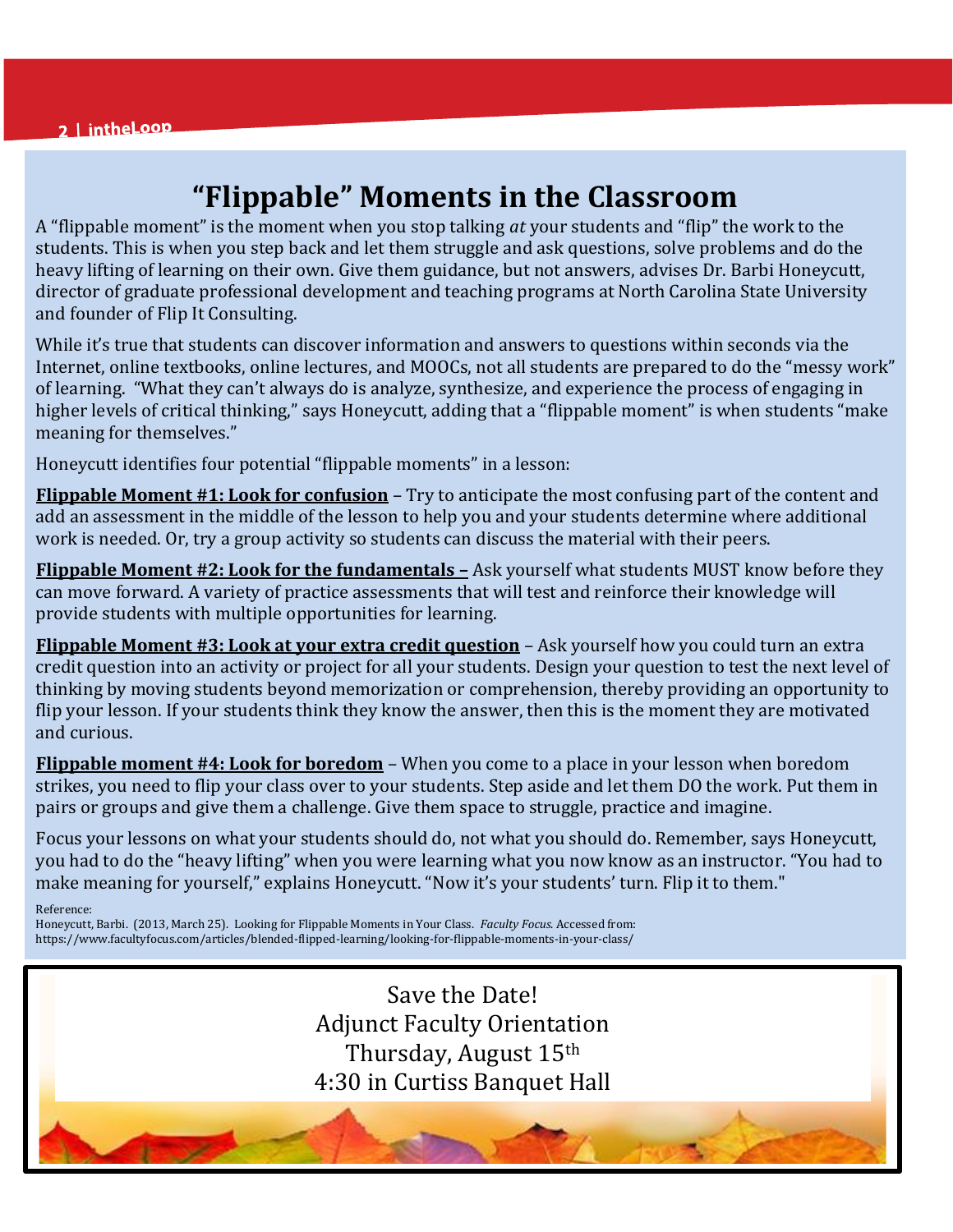# "Flippable" Moments in the Classroom

A "flippable moment" is the moment when you stop talking *at* your students and "flip" the work to the students. This is when you step back and let them struggle and ask questions, solve problems and do the heavy lifting of learning on their own. Give them guidance, but not answers, advises Dr. Barbi Honeycutt, director of graduate professional development and teaching programs at North Carolina State University and founder of Flip It Consulting.

While it's true that students can discover information and answers to questions within seconds via the Internet, online textbooks, online lectures, and MOOCs, not all students are prepared to do the "messy work" of learning. "What they can't always do is analyze, synthesize, and experience the process of engaging in higher levels of critical thinking," says Honeycutt, adding that a "flippable moment" is when students "make meaning for themselves."

Honeycutt identifies four potential "flippable moments" in a lesson:

**Flippable Moment #1: Look for confusion** – Try to anticipate the most confusing part of the content and add an assessment in the middle of the lesson to help you and your students determine where additional work is needed. Or, try a group activity so students can discuss the material with their peers.

**Flippable Moment #2: Look for the fundamentals –** Ask yourself what students MUST know before they can move forward. A variety of practice assessments that will test and reinforce their knowledge will provide students with multiple opportunities for learning.

**Flippable Moment #3: Look at your extra credit question** – Ask yourself how you could turn an extra credit question into an activity or project for all your students. Design your question to test the next level of thinking by moving students beyond memorization or comprehension, thereby providing an opportunity to flip your lesson. If your students think they know the answer, then this is the moment they are motivated and curious.

**Flippable moment #4: Look for boredom** – When you come to a place in your lesson when boredom strikes, you need to flip your class over to your students. Step aside and let them DO the work. Put them in pairs or groups and give them a challenge. Give them space to struggle, practice and imagine.

Focus your lessons on what your students should do, not what you should do. Remember, says Honeycutt, you had to do the "heavy lifting" when you were learning what you now know as an instructor. "You had to make meaning for yourself," explains Honeycutt. "Now it's your students' turn. Flip it to them."

Reference:
Honeycutt, Barbi. (2013, March 25). Looking for Flippable Moments in Your Class. *Faculty Focus.* Accessed from: https://www.facultyfocus.com/articles/blended-flipped-learning/looking-for-flippable-moments-in-your-class/

Save the Date!
Adjunct Faculty Orientation
Thursday, August 15th
4:30 in Curtiss Banquet Hall